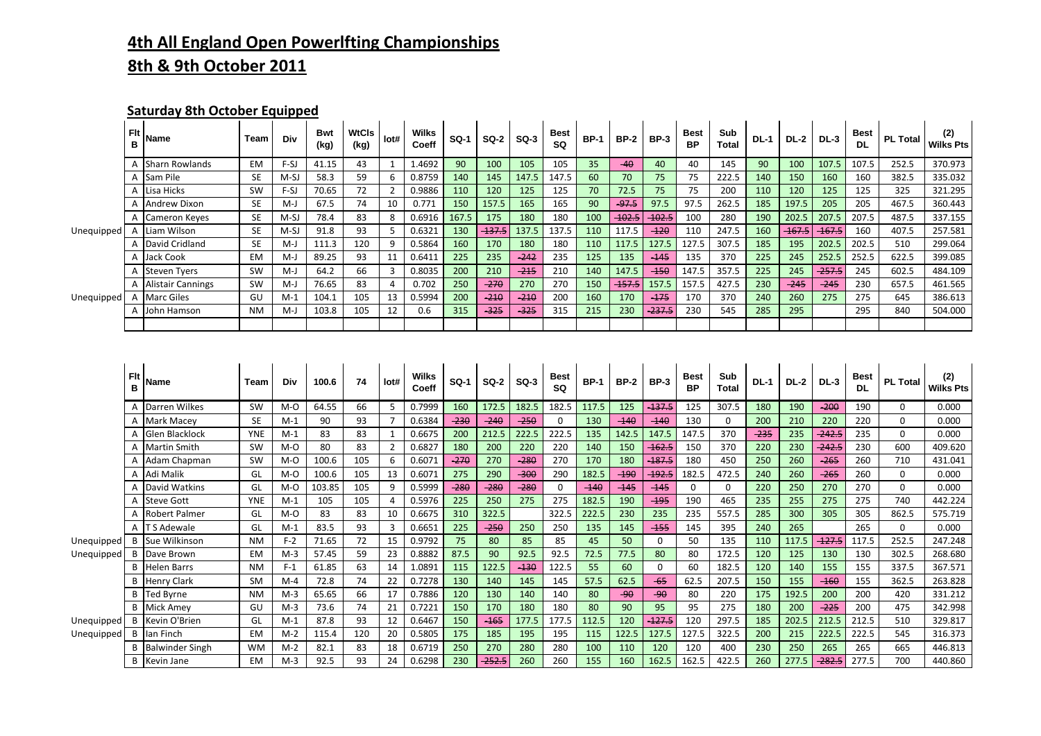# 4th All England Open Powerlfting Championships

# 8th & 9th October 2011

## Saturday 8th October Equipped

| | Flt B | Name | Team | Div | Bwt (kg) | WtCls (kg) | lot# | Wilks Coeff | SQ-1 | SQ-2 | SQ-3 | Best SQ | BP-1 | BP-2 | BP-3 | Best BP | Sub Total | DL-1 | DL-2 | DL-3 | Best DL | PL Total | (2) Wilks Pts |
|---|---|---|---|---|---|---|---|---|---|---|---|---|---|---|---|---|---|---|---|---|---|---|---|
| | A | Sharn Rowlands | EM | F-SJ | 41.15 | 43 | 1 | 1.4692 | 90 | 100 | 105 | 105 | 35 | ~~40~~ | 40 | 40 | 145 | 90 | 100 | 107.5 | 107.5 | 252.5 | 370.973 |
| | A | Sam Pile | SE | M-SJ | 58.3 | 59 | 6 | 0.8759 | 140 | 145 | 147.5 | 147.5 | 60 | 70 | 75 | 75 | 222.5 | 140 | 150 | 160 | 160 | 382.5 | 335.032 |
| | A | Lisa Hicks | SW | F-SJ | 70.65 | 72 | 2 | 0.9886 | 110 | 120 | 125 | 125 | 70 | 72.5 | 75 | 75 | 200 | 110 | 120 | 125 | 125 | 325 | 321.295 |
| | A | Andrew Dixon | SE | M-J | 67.5 | 74 | 10 | 0.771 | 150 | 157.5 | 165 | 165 | 90 | ~~97.5~~ | 97.5 | 97.5 | 262.5 | 185 | 197.5 | 205 | 205 | 467.5 | 360.443 |
| | A | Cameron Keyes | SE | M-SJ | 78.4 | 83 | 8 | 0.6916 | 167.5 | 175 | 180 | 180 | 100 | ~~102.5~~ | ~~102.5~~ | 100 | 280 | 190 | 202.5 | 207.5 | 207.5 | 487.5 | 337.155 |
| Unequipped | A | Liam Wilson | SE | M-SJ | 91.8 | 93 | 5 | 0.6321 | 130 | ~~137.5~~ | 137.5 | 137.5 | 110 | 117.5 | ~~120~~ | 110 | 247.5 | 160 | ~~167.5~~ | ~~167.5~~ | 160 | 407.5 | 257.581 |
| | A | David Cridland | SE | M-J | 111.3 | 120 | 9 | 0.5864 | 160 | 170 | 180 | 180 | 110 | 117.5 | 127.5 | 127.5 | 307.5 | 185 | 195 | 202.5 | 202.5 | 510 | 299.064 |
| | A | Jack Cook | EM | M-J | 89.25 | 93 | 11 | 0.6411 | 225 | 235 | ~~242~~ | 235 | 125 | 135 | ~~145~~ | 135 | 370 | 225 | 245 | 252.5 | 252.5 | 622.5 | 399.085 |
| | A | Steven Tyers | SW | M-J | 64.2 | 66 | 3 | 0.8035 | 200 | 210 | ~~215~~ | 210 | 140 | 147.5 | ~~150~~ | 147.5 | 357.5 | 225 | 245 | ~~257.5~~ | 245 | 602.5 | 484.109 |
| | A | Alistair Cannings | SW | M-J | 76.65 | 83 | 4 | 0.702 | 250 | ~~270~~ | 270 | 270 | 150 | ~~157.5~~ | 157.5 | 157.5 | 427.5 | 230 | ~~245~~ | ~~245~~ | 230 | 657.5 | 461.565 |
| Unequipped | A | Marc Giles | GU | M-1 | 104.1 | 105 | 13 | 0.5994 | 200 | ~~210~~ | ~~210~~ | 200 | 160 | 170 | ~~175~~ | 170 | 370 | 240 | 260 | 275 | 275 | 645 | 386.613 |
| | A | John Hamson | NM | M-J | 103.8 | 105 | 12 | 0.6 | 315 | ~~325~~ | ~~325~~ | 315 | 215 | 230 | ~~237.5~~ | 230 | 545 | 285 | 295 | | 295 | 840 | 504.000 |

| | Flt B | Name | Team | Div | 100.6 | 74 | lot# | Wilks Coeff | SQ-1 | SQ-2 | SQ-3 | Best SQ | BP-1 | BP-2 | BP-3 | Best BP | Sub Total | DL-1 | DL-2 | DL-3 | Best DL | PL Total | (2) Wilks Pts |
|---|---|---|---|---|---|---|---|---|---|---|---|---|---|---|---|---|---|---|---|---|---|---|---|
| | A | Darren Wilkes | SW | M-O | 64.55 | 66 | 5 | 0.7999 | 160 | 172.5 | 182.5 | 182.5 | 117.5 | 125 | ~~137.5~~ | 125 | 307.5 | 180 | 190 | ~~200~~ | 190 | 0 | 0.000 |
| | A | Mark Macey | SE | M-1 | 90 | 93 | 7 | 0.6384 | ~~230~~ | ~~240~~ | ~~250~~ | 0 | 130 | ~~140~~ | ~~140~~ | 130 | 0 | 200 | 210 | 220 | 220 | 0 | 0.000 |
| | A | Glen Blacklock | YNE | M-1 | 83 | 83 | 1 | 0.6675 | 200 | 212.5 | 222.5 | 222.5 | 135 | 142.5 | 147.5 | 147.5 | 370 | ~~235~~ | 235 | ~~242.5~~ | 235 | 0 | 0.000 |
| | A | Martin Smith | SW | M-O | 80 | 83 | 2 | 0.6827 | 180 | 200 | 220 | 220 | 140 | 150 | ~~162.5~~ | 150 | 370 | 220 | 230 | ~~242.5~~ | 230 | 600 | 409.620 |
| | A | Adam Chapman | SW | M-O | 100.6 | 105 | 6 | 0.6071 | ~~270~~ | 270 | ~~280~~ | 270 | 170 | 180 | ~~187.5~~ | 180 | 450 | 250 | 260 | ~~265~~ | 260 | 710 | 431.041 |
| | A | Adi Malik | GL | M-O | 100.6 | 105 | 13 | 0.6071 | 275 | 290 | ~~300~~ | 290 | 182.5 | ~~190~~ | ~~192.5~~ | 182.5 | 472.5 | 240 | 260 | ~~265~~ | 260 | 0 | 0.000 |
| | A | David Watkins | GL | M-O | 103.85 | 105 | 9 | 0.5999 | ~~280~~ | ~~280~~ | ~~280~~ | 0 | ~~140~~ | ~~145~~ | ~~145~~ | 0 | 0 | 220 | 250 | 270 | 270 | 0 | 0.000 |
| | A | Steve Gott | YNE | M-1 | 105 | 105 | 4 | 0.5976 | 225 | 250 | 275 | 275 | 182.5 | 190 | ~~195~~ | 190 | 465 | 235 | 255 | 275 | 275 | 740 | 442.224 |
| | A | Robert Palmer | GL | M-O | 83 | 83 | 10 | 0.6675 | 310 | 322.5 | | 322.5 | 222.5 | 230 | 235 | 235 | 557.5 | 285 | 300 | 305 | 305 | 862.5 | 575.719 |
| | A | T S Adewale | GL | M-1 | 83.5 | 93 | 3 | 0.6651 | 225 | ~~250~~ | 250 | 250 | 135 | 145 | ~~155~~ | 145 | 395 | 240 | 265 | | 265 | 0 | 0.000 |
| Unequipped | B | Sue Wilkinson | NM | F-2 | 71.65 | 72 | 15 | 0.9792 | 75 | 80 | 85 | 85 | 45 | 50 | 0 | 50 | 135 | 110 | 117.5 | ~~127.5~~ | 117.5 | 252.5 | 247.248 |
| Unequipped | B | Dave Brown | EM | M-3 | 57.45 | 59 | 23 | 0.8882 | 87.5 | 90 | 92.5 | 92.5 | 72.5 | 77.5 | 80 | 80 | 172.5 | 120 | 125 | 130 | 130 | 302.5 | 268.680 |
| | B | Helen Barrs | NM | F-1 | 61.85 | 63 | 14 | 1.0891 | 115 | 122.5 | ~~130~~ | 122.5 | 55 | 60 | 0 | 60 | 182.5 | 120 | 140 | 155 | 155 | 337.5 | 367.571 |
| | B | Henry Clark | SM | M-4 | 72.8 | 74 | 22 | 0.7278 | 130 | 140 | 145 | 145 | 57.5 | 62.5 | ~~65~~ | 62.5 | 207.5 | 150 | 155 | ~~160~~ | 155 | 362.5 | 263.828 |
| | B | Ted Byrne | NM | M-3 | 65.65 | 66 | 17 | 0.7886 | 120 | 130 | 140 | 140 | 80 | ~~90~~ | ~~90~~ | 80 | 220 | 175 | 192.5 | 200 | 200 | 420 | 331.212 |
| | B | Mick Amey | GU | M-3 | 73.6 | 74 | 21 | 0.7221 | 150 | 170 | 180 | 180 | 80 | 90 | 95 | 95 | 275 | 180 | 200 | ~~225~~ | 200 | 475 | 342.998 |
| Unequipped | B | Kevin O'Brien | GL | M-1 | 87.8 | 93 | 12 | 0.6467 | 150 | ~~165~~ | 177.5 | 177.5 | 112.5 | 120 | ~~127.5~~ | 120 | 297.5 | 185 | 202.5 | 212.5 | 212.5 | 510 | 329.817 |
| Unequipped | B | Ian Finch | EM | M-2 | 115.4 | 120 | 20 | 0.5805 | 175 | 185 | 195 | 195 | 115 | 122.5 | 127.5 | 127.5 | 322.5 | 200 | 215 | 222.5 | 222.5 | 545 | 316.373 |
| | B | Balwinder Singh | WM | M-2 | 82.1 | 83 | 18 | 0.6719 | 250 | 270 | 280 | 280 | 100 | 110 | 120 | 120 | 400 | 230 | 250 | 265 | 265 | 665 | 446.813 |
| | B | Kevin Jane | EM | M-3 | 92.5 | 93 | 24 | 0.6298 | 230 | ~~252.5~~ | 260 | 260 | 155 | 160 | 162.5 | 162.5 | 422.5 | 260 | 277.5 | ~~282.5~~ | 277.5 | 700 | 440.860 |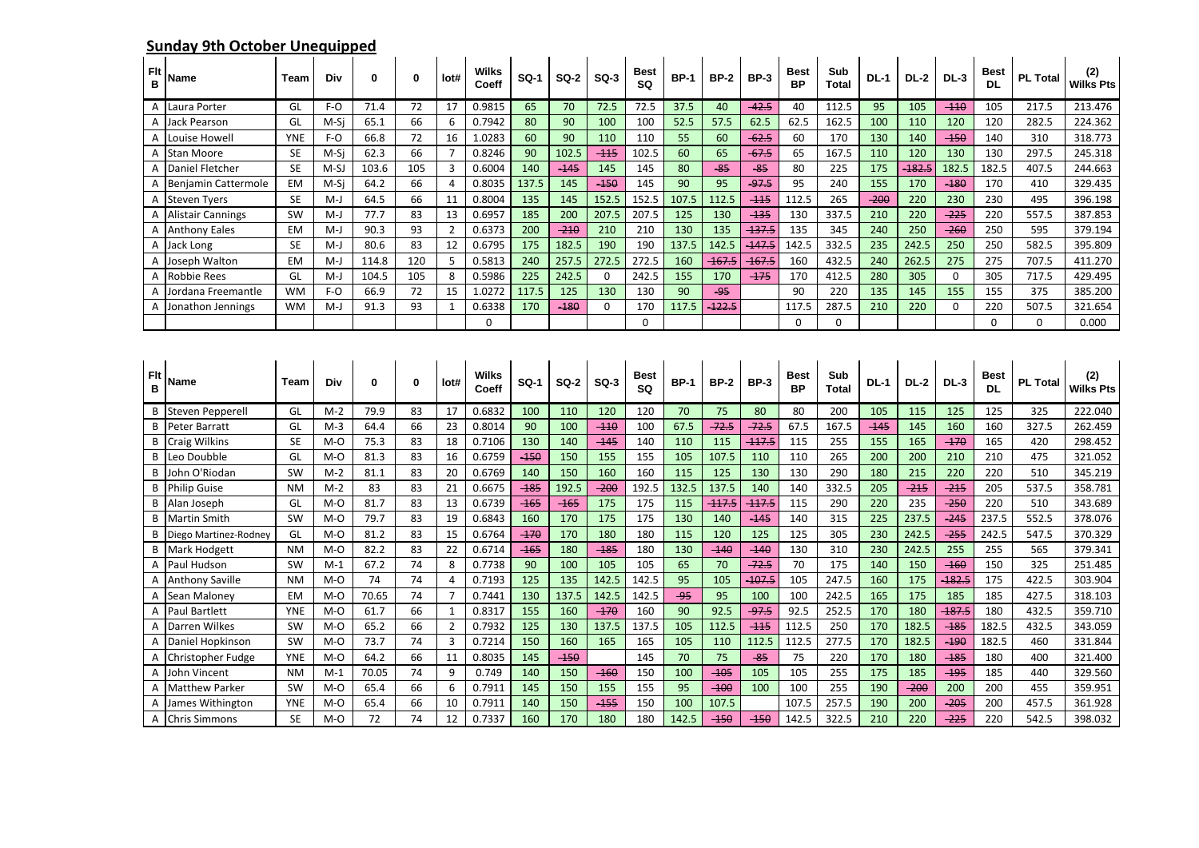## Sunday 9th October Unequipped

| Flt B | Name | Team | Div | 0 | 0 | lot# | Wilks Coeff | SQ-1 | SQ-2 | SQ-3 | Best SQ | BP-1 | BP-2 | BP-3 | Best BP | Sub Total | DL-1 | DL-2 | DL-3 | Best DL | PL Total | (2) Wilks Pts |
|---|---|---|---|---|---|---|---|---|---|---|---|---|---|---|---|---|---|---|---|---|---|---|
| A | Laura Porter | GL | F-O | 71.4 | 72 | 17 | 0.9815 | 65 | 70 | 72.5 | 72.5 | 37.5 | 40 | ~~42.5~~ | 40 | 112.5 | 95 | 105 | ~~110~~ | 105 | 217.5 | 213.476 |
| A | Jack Pearson | GL | M-Sj | 65.1 | 66 | 6 | 0.7942 | 80 | 90 | 100 | 100 | 52.5 | 57.5 | 62.5 | 62.5 | 162.5 | 100 | 110 | 120 | 120 | 282.5 | 224.362 |
| A | Louise Howell | YNE | F-O | 66.8 | 72 | 16 | 1.0283 | 60 | 90 | 110 | 110 | 55 | 60 | ~~62.5~~ | 60 | 170 | 130 | 140 | ~~150~~ | 140 | 310 | 318.773 |
| A | Stan Moore | SE | M-Sj | 62.3 | 66 | 7 | 0.8246 | 90 | 102.5 | ~~115~~ | 102.5 | 60 | 65 | ~~67.5~~ | 65 | 167.5 | 110 | 120 | 130 | 130 | 297.5 | 245.318 |
| A | Daniel Fletcher | SE | M-SJ | 103.6 | 105 | 3 | 0.6004 | 140 | ~~145~~ | 145 | 145 | 80 | ~~85~~ | ~~85~~ | 80 | 225 | 175 | ~~182.5~~ | 182.5 | 182.5 | 407.5 | 244.663 |
| A | Benjamin Cattermole | EM | M-Sj | 64.2 | 66 | 4 | 0.8035 | 137.5 | 145 | ~~150~~ | 145 | 90 | 95 | ~~97.5~~ | 95 | 240 | 155 | 170 | ~~180~~ | 170 | 410 | 329.435 |
| A | Steven Tyers | SE | M-J | 64.5 | 66 | 11 | 0.8004 | 135 | 145 | 152.5 | 152.5 | 107.5 | 112.5 | ~~115~~ | 112.5 | 265 | ~~200~~ | 220 | 230 | 230 | 495 | 396.198 |
| A | Alistair Cannings | SW | M-J | 77.7 | 83 | 13 | 0.6957 | 185 | 200 | 207.5 | 207.5 | 125 | 130 | ~~135~~ | 130 | 337.5 | 210 | 220 | ~~225~~ | 220 | 557.5 | 387.853 |
| A | Anthony Eales | EM | M-J | 90.3 | 93 | 2 | 0.6373 | 200 | ~~210~~ | 210 | 210 | 130 | 135 | ~~137.5~~ | 135 | 345 | 240 | 250 | ~~260~~ | 250 | 595 | 379.194 |
| A | Jack Long | SE | M-J | 80.6 | 83 | 12 | 0.6795 | 175 | 182.5 | 190 | 190 | 137.5 | 142.5 | ~~147.5~~ | 142.5 | 332.5 | 235 | 242.5 | 250 | 250 | 582.5 | 395.809 |
| A | Joseph Walton | EM | M-J | 114.8 | 120 | 5 | 0.5813 | 240 | 257.5 | 272.5 | 272.5 | 160 | ~~167.5~~ | ~~167.5~~ | 160 | 432.5 | 240 | 262.5 | 275 | 275 | 707.5 | 411.270 |
| A | Robbie Rees | GL | M-J | 104.5 | 105 | 8 | 0.5986 | 225 | 242.5 | 0 | 242.5 | 155 | 170 | ~~175~~ | 170 | 412.5 | 280 | 305 | 0 | 305 | 717.5 | 429.495 |
| A | Jordana Freemantle | WM | F-O | 66.9 | 72 | 15 | 1.0272 | 117.5 | 125 | 130 | 130 | 90 | ~~95~~ | | 90 | 220 | 135 | 145 | 155 | 155 | 375 | 385.200 |
| A | Jonathon Jennings | WM | M-J | 91.3 | 93 | 1 | 0.6338 | 170 | ~~180~~ | 0 | 170 | 117.5 | ~~122.5~~ | | 117.5 | 287.5 | 210 | 220 | 0 | 220 | 507.5 | 321.654 |
| | | | | | | | 0 | | | | 0 | | | | 0 | 0 | | | | 0 | 0 | 0.000 |

| Flt B | Name | Team | Div | 0 | 0 | lot# | Wilks Coeff | SQ-1 | SQ-2 | SQ-3 | Best SQ | BP-1 | BP-2 | BP-3 | Best BP | Sub Total | DL-1 | DL-2 | DL-3 | Best DL | PL Total | (2) Wilks Pts |
|---|---|---|---|---|---|---|---|---|---|---|---|---|---|---|---|---|---|---|---|---|---|---|
| B | Steven Pepperell | GL | M-2 | 79.9 | 83 | 17 | 0.6832 | 100 | 110 | 120 | 120 | 70 | 75 | 80 | 80 | 200 | 105 | 115 | 125 | 125 | 325 | 222.040 |
| B | Peter Barratt | GL | M-3 | 64.4 | 66 | 23 | 0.8014 | 90 | 100 | ~~110~~ | 100 | 67.5 | ~~72.5~~ | ~~72.5~~ | 67.5 | 167.5 | ~~145~~ | 145 | 160 | 160 | 327.5 | 262.459 |
| B | Craig Wilkins | SE | M-O | 75.3 | 83 | 18 | 0.7106 | 130 | 140 | ~~145~~ | 140 | 110 | 115 | ~~117.5~~ | 115 | 255 | 155 | 165 | ~~170~~ | 165 | 420 | 298.452 |
| B | Leo Doubble | GL | M-O | 81.3 | 83 | 16 | 0.6759 | ~~150~~ | 150 | 155 | 155 | 105 | 107.5 | 110 | 110 | 265 | 200 | 200 | 210 | 210 | 475 | 321.052 |
| B | John O'Riodan | SW | M-2 | 81.1 | 83 | 20 | 0.6769 | 140 | 150 | 160 | 160 | 115 | 125 | 130 | 130 | 290 | 180 | 215 | 220 | 220 | 510 | 345.219 |
| B | Philip Guise | NM | M-2 | 83 | 83 | 21 | 0.6675 | ~~185~~ | 192.5 | ~~200~~ | 192.5 | 132.5 | 137.5 | 140 | 140 | 332.5 | 205 | ~~215~~ | ~~215~~ | 205 | 537.5 | 358.781 |
| B | Alan Joseph | GL | M-O | 81.7 | 83 | 13 | 0.6739 | ~~165~~ | ~~165~~ | 175 | 175 | 115 | ~~117.5~~ | ~~117.5~~ | 115 | 290 | 220 | 235 | ~~250~~ | 220 | 510 | 343.689 |
| B | Martin Smith | SW | M-O | 79.7 | 83 | 19 | 0.6843 | 160 | 170 | 175 | 175 | 130 | 140 | ~~145~~ | 140 | 315 | 225 | 237.5 | ~~245~~ | 237.5 | 552.5 | 378.076 |
| B | Diego Martinez-Rodney | GL | M-O | 81.2 | 83 | 15 | 0.6764 | ~~170~~ | 170 | 180 | 180 | 115 | 120 | 125 | 125 | 305 | 230 | 242.5 | ~~255~~ | 242.5 | 547.5 | 370.329 |
| B | Mark Hodgett | NM | M-O | 82.2 | 83 | 22 | 0.6714 | ~~165~~ | 180 | ~~185~~ | 180 | 130 | ~~140~~ | ~~140~~ | 130 | 310 | 230 | 242.5 | 255 | 255 | 565 | 379.341 |
| A | Paul Hudson | SW | M-1 | 67.2 | 74 | 8 | 0.7738 | 90 | 100 | 105 | 105 | 65 | 70 | ~~72.5~~ | 70 | 175 | 140 | 150 | ~~160~~ | 150 | 325 | 251.485 |
| A | Anthony Saville | NM | M-O | 74 | 74 | 4 | 0.7193 | 125 | 135 | 142.5 | 142.5 | 95 | 105 | ~~107.5~~ | 105 | 247.5 | 160 | 175 | ~~182.5~~ | 175 | 422.5 | 303.904 |
| A | Sean Maloney | EM | M-O | 70.65 | 74 | 7 | 0.7441 | 130 | 137.5 | 142.5 | 142.5 | ~~95~~ | 95 | 100 | 100 | 242.5 | 165 | 175 | 185 | 185 | 427.5 | 318.103 |
| A | Paul Bartlett | YNE | M-O | 61.7 | 66 | 1 | 0.8317 | 155 | 160 | ~~170~~ | 160 | 90 | 92.5 | ~~97.5~~ | 92.5 | 252.5 | 170 | 180 | ~~187.5~~ | 180 | 432.5 | 359.710 |
| A | Darren Wilkes | SW | M-O | 65.2 | 66 | 2 | 0.7932 | 125 | 130 | 137.5 | 137.5 | 105 | 112.5 | ~~115~~ | 112.5 | 250 | 170 | 182.5 | ~~185~~ | 182.5 | 432.5 | 343.059 |
| A | Daniel Hopkinson | SW | M-O | 73.7 | 74 | 3 | 0.7214 | 150 | 160 | 165 | 165 | 105 | 110 | 112.5 | 112.5 | 277.5 | 170 | 182.5 | ~~190~~ | 182.5 | 460 | 331.844 |
| A | Christopher Fudge | YNE | M-O | 64.2 | 66 | 11 | 0.8035 | 145 | ~~150~~ | | 145 | 70 | 75 | ~~85~~ | 75 | 220 | 170 | 180 | ~~185~~ | 180 | 400 | 321.400 |
| A | John Vincent | NM | M-1 | 70.05 | 74 | 9 | 0.749 | 140 | 150 | ~~160~~ | 150 | 100 | ~~105~~ | 105 | 105 | 255 | 175 | 185 | ~~195~~ | 185 | 440 | 329.560 |
| A | Matthew Parker | SW | M-O | 65.4 | 66 | 6 | 0.7911 | 145 | 150 | 155 | 155 | 95 | ~~100~~ | 100 | 100 | 255 | 190 | ~~200~~ | 200 | 200 | 455 | 359.951 |
| A | James Withington | YNE | M-O | 65.4 | 66 | 10 | 0.7911 | 140 | 150 | ~~155~~ | 150 | 100 | 107.5 | | 107.5 | 257.5 | 190 | 200 | ~~205~~ | 200 | 457.5 | 361.928 |
| A | Chris Simmons | SE | M-O | 72 | 74 | 12 | 0.7337 | 160 | 170 | 180 | 180 | 142.5 | ~~150~~ | ~~150~~ | 142.5 | 322.5 | 210 | 220 | ~~225~~ | 220 | 542.5 | 398.032 |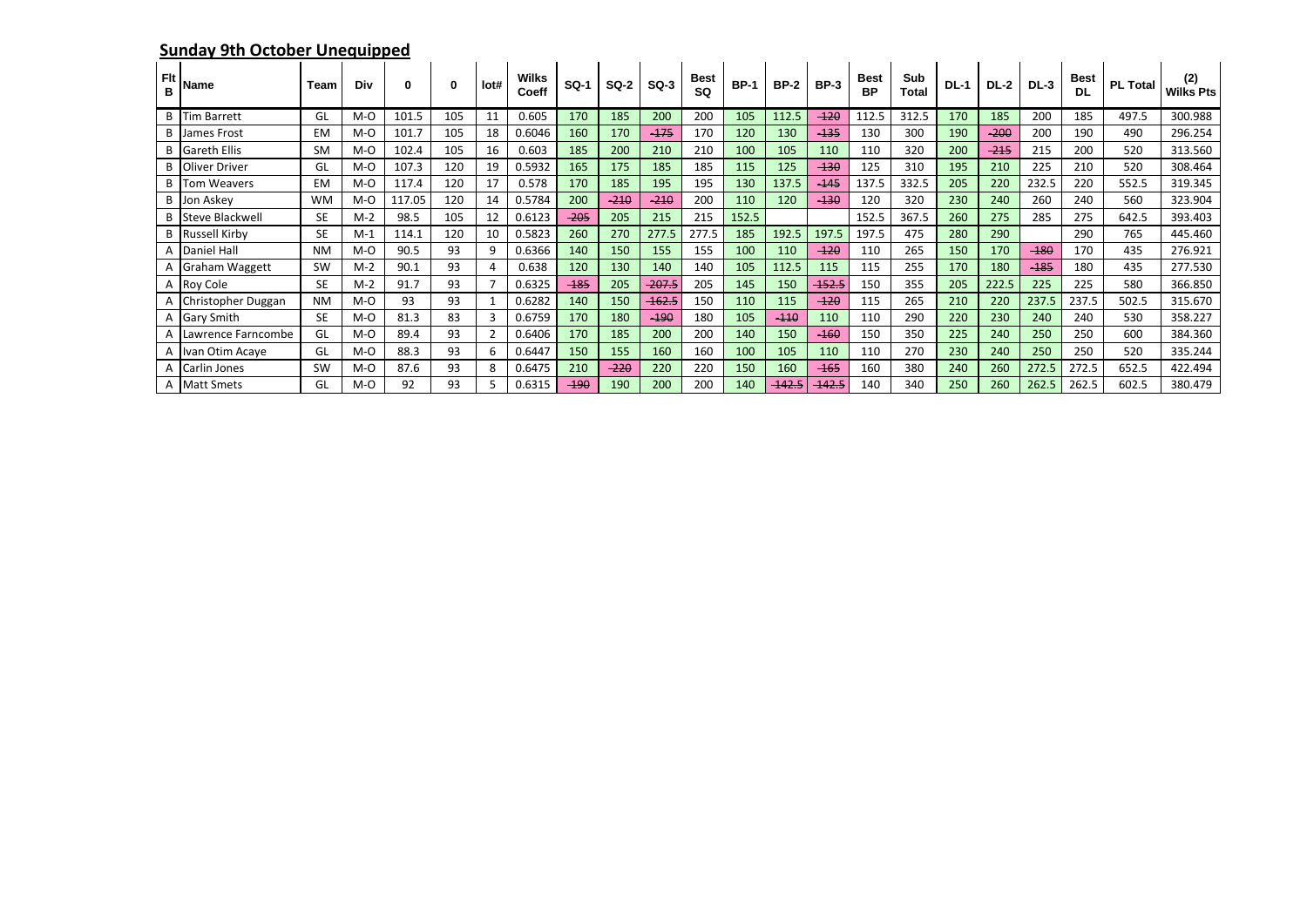## Sunday 9th October Unequipped

| Flt B | Name | Team | Div | 0 | 0 | lot# | Wilks Coeff | SQ-1 | SQ-2 | SQ-3 | Best SQ | BP-1 | BP-2 | BP-3 | Best BP | Sub Total | DL-1 | DL-2 | DL-3 | Best DL | PL Total | (2) Wilks Pts |
|---|---|---|---|---|---|---|---|---|---|---|---|---|---|---|---|---|---|---|---|---|---|---|
| B | Tim Barrett | GL | M-O | 101.5 | 105 | 11 | 0.605 | 170 | 185 | 200 | 200 | 105 | 112.5 | ~~120~~ | 112.5 | 312.5 | 170 | 185 | 200 | 185 | 497.5 | 300.988 |
| B | James Frost | EM | M-O | 101.7 | 105 | 18 | 0.6046 | 160 | 170 | ~~175~~ | 170 | 120 | 130 | ~~135~~ | 130 | 300 | 190 | ~~200~~ | 200 | 190 | 490 | 296.254 |
| B | Gareth Ellis | SM | M-O | 102.4 | 105 | 16 | 0.603 | 185 | 200 | 210 | 210 | 100 | 105 | 110 | 110 | 320 | 200 | ~~215~~ | 215 | 200 | 520 | 313.560 |
| B | Oliver Driver | GL | M-O | 107.3 | 120 | 19 | 0.5932 | 165 | 175 | 185 | 185 | 115 | 125 | ~~130~~ | 125 | 310 | 195 | 210 | 225 | 210 | 520 | 308.464 |
| B | Tom Weavers | EM | M-O | 117.4 | 120 | 17 | 0.578 | 170 | 185 | 195 | 195 | 130 | 137.5 | ~~145~~ | 137.5 | 332.5 | 205 | 220 | 232.5 | 220 | 552.5 | 319.345 |
| B | Jon Askey | WM | M-O | 117.05 | 120 | 14 | 0.5784 | 200 | ~~210~~ | ~~210~~ | 200 | 110 | 120 | ~~130~~ | 120 | 320 | 230 | 240 | 260 | 240 | 560 | 323.904 |
| B | Steve Blackwell | SE | M-2 | 98.5 | 105 | 12 | 0.6123 | ~~205~~ | 205 | 215 | 215 | 152.5 | | | 152.5 | 367.5 | 260 | 275 | 285 | 275 | 642.5 | 393.403 |
| B | Russell Kirby | SE | M-1 | 114.1 | 120 | 10 | 0.5823 | 260 | 270 | 277.5 | 277.5 | 185 | 192.5 | 197.5 | 197.5 | 475 | 280 | 290 | | 290 | 765 | 445.460 |
| A | Daniel Hall | NM | M-O | 90.5 | 93 | 9 | 0.6366 | 140 | 150 | 155 | 155 | 100 | 110 | ~~120~~ | 110 | 265 | 150 | 170 | ~~180~~ | 170 | 435 | 276.921 |
| A | Graham Waggett | SW | M-2 | 90.1 | 93 | 4 | 0.638 | 120 | 130 | 140 | 140 | 105 | 112.5 | 115 | 115 | 255 | 170 | 180 | ~~185~~ | 180 | 435 | 277.530 |
| A | Roy Cole | SE | M-2 | 91.7 | 93 | 7 | 0.6325 | ~~185~~ | 205 | ~~207.5~~ | 205 | 145 | 150 | ~~152.5~~ | 150 | 355 | 205 | 222.5 | 225 | 225 | 580 | 366.850 |
| A | Christopher Duggan | NM | M-O | 93 | 93 | 1 | 0.6282 | 140 | 150 | ~~162.5~~ | 150 | 110 | 115 | ~~120~~ | 115 | 265 | 210 | 220 | 237.5 | 237.5 | 502.5 | 315.670 |
| A | Gary Smith | SE | M-O | 81.3 | 83 | 3 | 0.6759 | 170 | 180 | ~~190~~ | 180 | 105 | ~~110~~ | 110 | 110 | 290 | 220 | 230 | 240 | 240 | 530 | 358.227 |
| A | Lawrence Farncombe | GL | M-O | 89.4 | 93 | 2 | 0.6406 | 170 | 185 | 200 | 200 | 140 | 150 | ~~160~~ | 150 | 350 | 225 | 240 | 250 | 250 | 600 | 384.360 |
| A | Ivan Otim Acaye | GL | M-O | 88.3 | 93 | 6 | 0.6447 | 150 | 155 | 160 | 160 | 100 | 105 | 110 | 110 | 270 | 230 | 240 | 250 | 250 | 520 | 335.244 |
| A | Carlin Jones | SW | M-O | 87.6 | 93 | 8 | 0.6475 | 210 | ~~220~~ | 220 | 220 | 150 | 160 | ~~165~~ | 160 | 380 | 240 | 260 | 272.5 | 272.5 | 652.5 | 422.494 |
| A | Matt Smets | GL | M-O | 92 | 93 | 5 | 0.6315 | ~~190~~ | 190 | 200 | 200 | 140 | ~~142.5~~ | ~~142.5~~ | 140 | 340 | 250 | 260 | 262.5 | 262.5 | 602.5 | 380.479 |